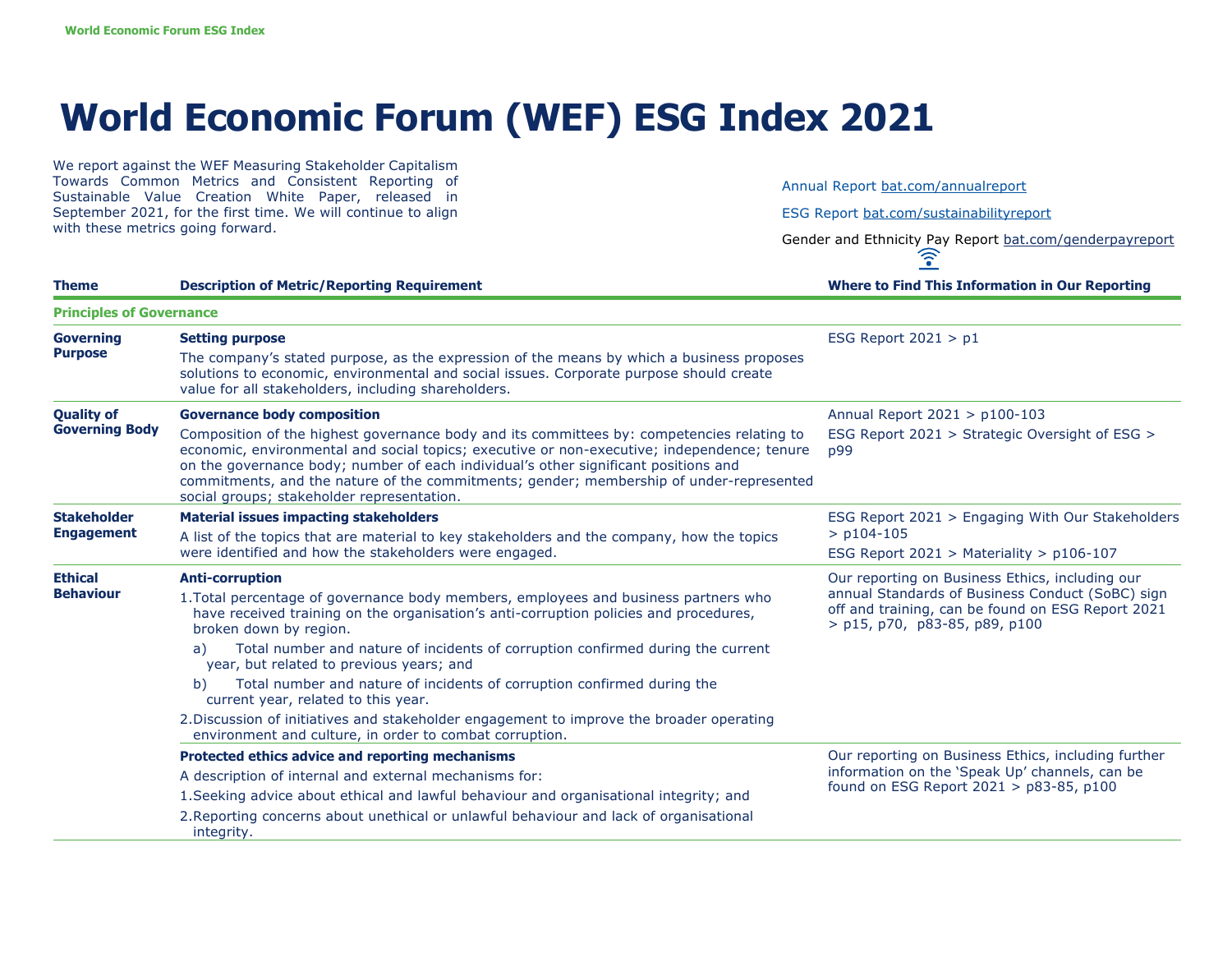# World Economic Forum (WEF) ESG Index 2021

We report against the WEF Measuring Stakeholder Capitalism Towards Common Metrics and Consistent Reporting of Sustainable Value Creation White Paper, released in September 2021, for the first time. We will continue to align with these metrics going forward.

Annual Report bat.com/annualreport

ESG Report bat.com/sustainabilityreport

Gender and Ethnicity Pay Report bat.com/genderpayreport

| Theme | Description of Metric/Reporting Requirement | Where to Find This Information in Our Reporting |
|---|---|---|
| **Principles of Governance** | | |
| **Governing Purpose** | **Setting purpose**<br>The company's stated purpose, as the expression of the means by which a business proposes solutions to economic, environmental and social issues. Corporate purpose should create value for all stakeholders, including shareholders. | ESG Report 2021 > p1 |
| **Quality of Governing Body** | **Governance body composition**<br>Composition of the highest governance body and its committees by: competencies relating to economic, environmental and social topics; executive or non-executive; independence; tenure on the governance body; number of each individual's other significant positions and commitments, and the nature of the commitments; gender; membership of under-represented social groups; stakeholder representation. | Annual Report 2021 > p100-103<br>ESG Report 2021 > Strategic Oversight of ESG > p99 |
| **Stakeholder Engagement** | **Material issues impacting stakeholders**<br>A list of the topics that are material to key stakeholders and the company, how the topics were identified and how the stakeholders were engaged. | ESG Report 2021 > Engaging With Our Stakeholders > p104-105<br>ESG Report 2021 > Materiality > p106-107 |
| **Ethical Behaviour** | **Anti-corruption**<br>1. Total percentage of governance body members, employees and business partners who have received training on the organisation's anti-corruption policies and procedures, broken down by region.<br>a) Total number and nature of incidents of corruption confirmed during the current year, but related to previous years; and<br>b) Total number and nature of incidents of corruption confirmed during the current year, related to this year.<br>2. Discussion of initiatives and stakeholder engagement to improve the broader operating environment and culture, in order to combat corruption. | Our reporting on Business Ethics, including our annual Standards of Business Conduct (SoBC) sign off and training, can be found on ESG Report 2021 > p15, p70, p83-85, p89, p100 |
| | **Protected ethics advice and reporting mechanisms**<br>A description of internal and external mechanisms for:<br>1. Seeking advice about ethical and lawful behaviour and organisational integrity; and<br>2. Reporting concerns about unethical or unlawful behaviour and lack of organisational integrity. | Our reporting on Business Ethics, including further information on the 'Speak Up' channels, can be found on ESG Report 2021 > p83-85, p100 |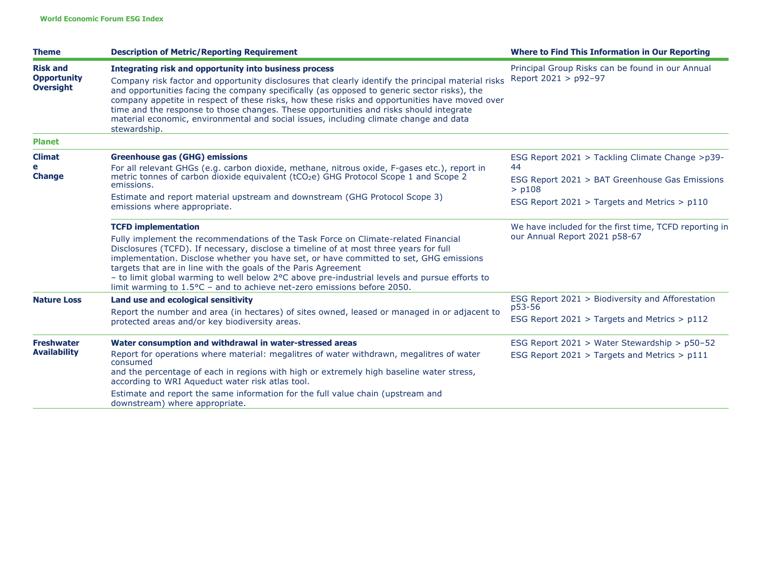**World Economic Forum ESG Index**

| Theme | Description of Metric/Reporting Requirement | Where to Find This Information in Our Reporting |
| --- | --- | --- |
| **Risk and Opportunity Oversight** | **Integrating risk and opportunity into business process**<br>Company risk factor and opportunity disclosures that clearly identify the principal material risks and opportunities facing the company specifically (as opposed to generic sector risks), the company appetite in respect of these risks, how these risks and opportunities have moved over time and the response to those changes. These opportunities and risks should integrate material economic, environmental and social issues, including climate change and data stewardship. | Principal Group Risks can be found in our Annual Report 2021 > p92–97 |
| **Planet** | | |
| **Climate Change** | **Greenhouse gas (GHG) emissions**<br>For all relevant GHGs (e.g. carbon dioxide, methane, nitrous oxide, F-gases etc.), report in metric tonnes of carbon dioxide equivalent ($tCO_2e$) GHG Protocol Scope 1 and Scope 2 emissions.<br>Estimate and report material upstream and downstream (GHG Protocol Scope 3) emissions where appropriate. | ESG Report 2021 > Tackling Climate Change >p39-44<br>ESG Report 2021 > BAT Greenhouse Gas Emissions > p108<br>ESG Report 2021 > Targets and Metrics > p110 |
| | **TCFD implementation**<br>Fully implement the recommendations of the Task Force on Climate-related Financial Disclosures (TCFD). If necessary, disclose a timeline of at most three years for full implementation. Disclose whether you have set, or have committed to set, GHG emissions targets that are in line with the goals of the Paris Agreement – to limit global warming to well below 2°C above pre-industrial levels and pursue efforts to limit warming to 1.5°C – and to achieve net-zero emissions before 2050. | We have included for the first time, TCFD reporting in our Annual Report 2021 p58-67 |
| **Nature Loss** | **Land use and ecological sensitivity**<br>Report the number and area (in hectares) of sites owned, leased or managed in or adjacent to protected areas and/or key biodiversity areas. | ESG Report 2021 > Biodiversity and Afforestation p53-56<br>ESG Report 2021 > Targets and Metrics > p112 |
| **Freshwater Availability** | **Water consumption and withdrawal in water-stressed areas**<br>Report for operations where material: megalitres of water withdrawn, megalitres of water consumed and the percentage of each in regions with high or extremely high baseline water stress, according to WRI Aqueduct water risk atlas tool.<br>Estimate and report the same information for the full value chain (upstream and downstream) where appropriate. | ESG Report 2021 > Water Stewardship > p50–52<br>ESG Report 2021 > Targets and Metrics > p111 |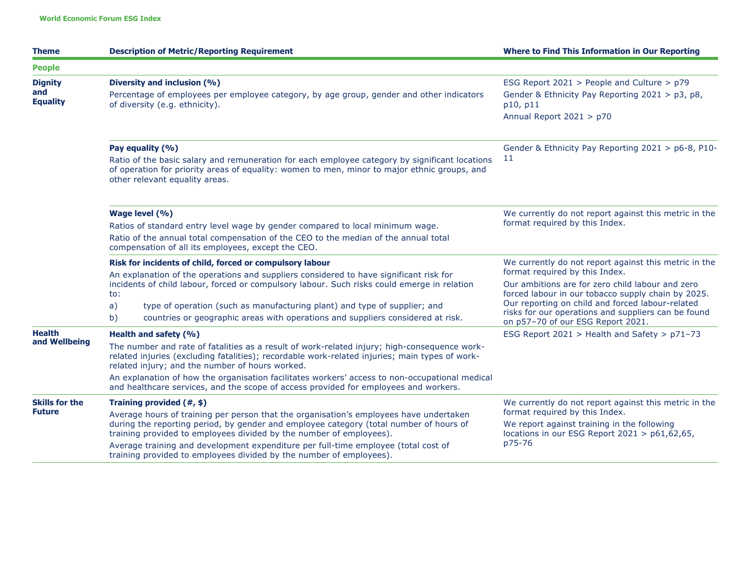| Theme | Description of Metric/Reporting Requirement | Where to Find This Information in Our Reporting |
|---|---|---|
| **People** | | |
| **Dignity and Equality** | **Diversity and inclusion (%)**<br>Percentage of employees per employee category, by age group, gender and other indicators of diversity (e.g. ethnicity). | ESG Report 2021 > People and Culture > p79<br>Gender & Ethnicity Pay Reporting 2021 > p3, p8, p10, p11<br>Annual Report 2021 > p70 |
| | **Pay equality (%)**<br>Ratio of the basic salary and remuneration for each employee category by significant locations of operation for priority areas of equality: women to men, minor to major ethnic groups, and other relevant equality areas. | Gender & Ethnicity Pay Reporting 2021 > p6-8, P10-11 |
| | **Wage level (%)**<br>Ratios of standard entry level wage by gender compared to local minimum wage.<br>Ratio of the annual total compensation of the CEO to the median of the annual total compensation of all its employees, except the CEO. | We currently do not report against this metric in the format required by this Index. |
| | **Risk for incidents of child, forced or compulsory labour**<br>An explanation of the operations and suppliers considered to have significant risk for incidents of child labour, forced or compulsory labour. Such risks could emerge in relation to:<br>a) type of operation (such as manufacturing plant) and type of supplier; and<br>b) countries or geographic areas with operations and suppliers considered at risk. | We currently do not report against this metric in the format required by this Index.<br>Our ambitions are for zero child labour and zero forced labour in our tobacco supply chain by 2025. Our reporting on child and forced labour-related risks for our operations and suppliers can be found on p57–70 of our ESG Report 2021. |
| **Health and Wellbeing** | **Health and safety (%)**<br>The number and rate of fatalities as a result of work-related injury; high-consequence work-related injuries (excluding fatalities); recordable work-related injuries; main types of work-related injury; and the number of hours worked.<br>An explanation of how the organisation facilitates workers' access to non-occupational medical and healthcare services, and the scope of access provided for employees and workers. | ESG Report 2021 > Health and Safety > p71–73 |
| **Skills for the Future** | **Training provided (#, $)**<br>Average hours of training per person that the organisation's employees have undertaken during the reporting period, by gender and employee category (total number of hours of training provided to employees divided by the number of employees).<br>Average training and development expenditure per full-time employee (total cost of training provided to employees divided by the number of employees). | We currently do not report against this metric in the format required by this Index.<br>We report against training in the following locations in our ESG Report 2021 > p61,62,65, p75-76 |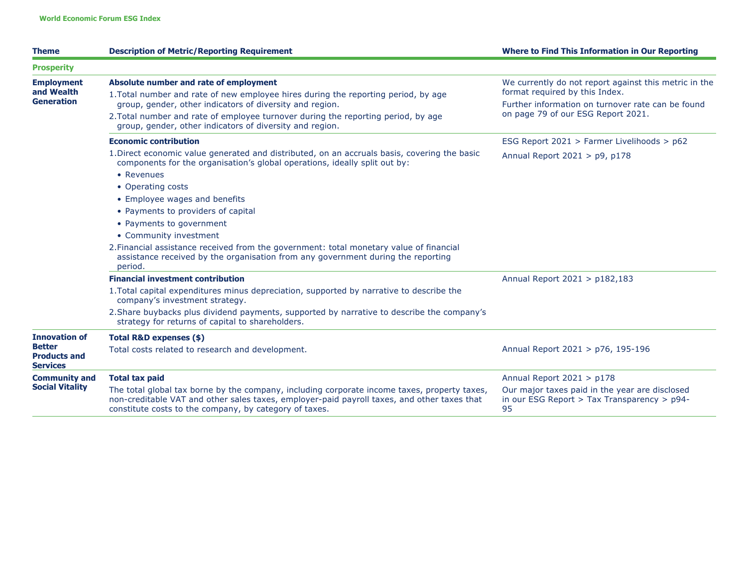## World Economic Forum ESG Index

| Theme | Description of Metric/Reporting Requirement | Where to Find This Information in Our Reporting |
| --- | --- | --- |
| **Prosperity** | | |
| **Employment and Wealth Generation** | **Absolute number and rate of employment**<br>1. Total number and rate of new employee hires during the reporting period, by age group, gender, other indicators of diversity and region.<br>2. Total number and rate of employee turnover during the reporting period, by age group, gender, other indicators of diversity and region. | We currently do not report against this metric in the format required by this Index.<br>Further information on turnover rate can be found on page 79 of our ESG Report 2021. |
| | **Economic contribution**<br>1. Direct economic value generated and distributed, on an accruals basis, covering the basic components for the organisation's global operations, ideally split out by:<br>• Revenues<br>• Operating costs<br>• Employee wages and benefits<br>• Payments to providers of capital<br>• Payments to government<br>• Community investment<br>2. Financial assistance received from the government: total monetary value of financial assistance received by the organisation from any government during the reporting period. | ESG Report 2021 > Farmer Livelihoods > p62<br>Annual Report 2021 > p9, p178 |
| | **Financial investment contribution**<br>1. Total capital expenditures minus depreciation, supported by narrative to describe the company's investment strategy.<br>2. Share buybacks plus dividend payments, supported by narrative to describe the company's strategy for returns of capital to shareholders. | Annual Report 2021 > p182,183 |
| **Innovation of Better Products and Services** | **Total R&D expenses ($)**<br>Total costs related to research and development. | Annual Report 2021 > p76, 195-196 |
| **Community and Social Vitality** | **Total tax paid**<br>The total global tax borne by the company, including corporate income taxes, property taxes, non-creditable VAT and other sales taxes, employer-paid payroll taxes, and other taxes that constitute costs to the company, by category of taxes. | Annual Report 2021 > p178<br>Our major taxes paid in the year are disclosed in our ESG Report > Tax Transparency > p94-95 |